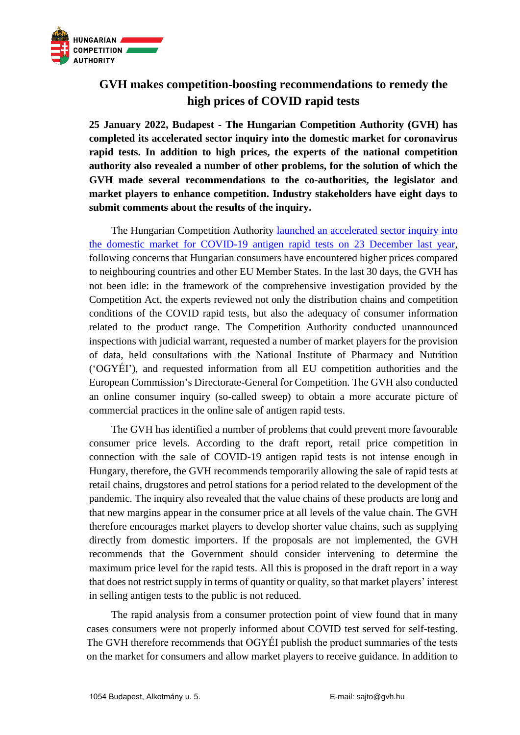HUNGARIAN COMPETITION AUTHORITY

# GVH makes competition-boosting recommendations to remedy the high prices of COVID rapid tests

**25 January 2022, Budapest - The Hungarian Competition Authority (GVH) has completed its accelerated sector inquiry into the domestic market for coronavirus rapid tests. In addition to high prices, the experts of the national competition authority also revealed a number of other problems, for the solution of which the GVH made several recommendations to the co-authorities, the legislator and market players to enhance competition. Industry stakeholders have eight days to submit comments about the results of the inquiry.**

The Hungarian Competition Authority launched an accelerated sector inquiry into the domestic market for COVID-19 antigen rapid tests on 23 December last year, following concerns that Hungarian consumers have encountered higher prices compared to neighbouring countries and other EU Member States. In the last 30 days, the GVH has not been idle: in the framework of the comprehensive investigation provided by the Competition Act, the experts reviewed not only the distribution chains and competition conditions of the COVID rapid tests, but also the adequacy of consumer information related to the product range. The Competition Authority conducted unannounced inspections with judicial warrant, requested a number of market players for the provision of data, held consultations with the National Institute of Pharmacy and Nutrition ('OGYÉI'), and requested information from all EU competition authorities and the European Commission's Directorate-General for Competition. The GVH also conducted an online consumer inquiry (so-called sweep) to obtain a more accurate picture of commercial practices in the online sale of antigen rapid tests.

The GVH has identified a number of problems that could prevent more favourable consumer price levels. According to the draft report, retail price competition in connection with the sale of COVID-19 antigen rapid tests is not intense enough in Hungary, therefore, the GVH recommends temporarily allowing the sale of rapid tests at retail chains, drugstores and petrol stations for a period related to the development of the pandemic. The inquiry also revealed that the value chains of these products are long and that new margins appear in the consumer price at all levels of the value chain. The GVH therefore encourages market players to develop shorter value chains, such as supplying directly from domestic importers. If the proposals are not implemented, the GVH recommends that the Government should consider intervening to determine the maximum price level for the rapid tests. All this is proposed in the draft report in a way that does not restrict supply in terms of quantity or quality, so that market players' interest in selling antigen tests to the public is not reduced.

The rapid analysis from a consumer protection point of view found that in many cases consumers were not properly informed about COVID test served for self-testing. The GVH therefore recommends that OGYÉI publish the product summaries of the tests on the market for consumers and allow market players to receive guidance. In addition to

1054 Budapest, Alkotmány u. 5. E-mail: sajto@gvh.hu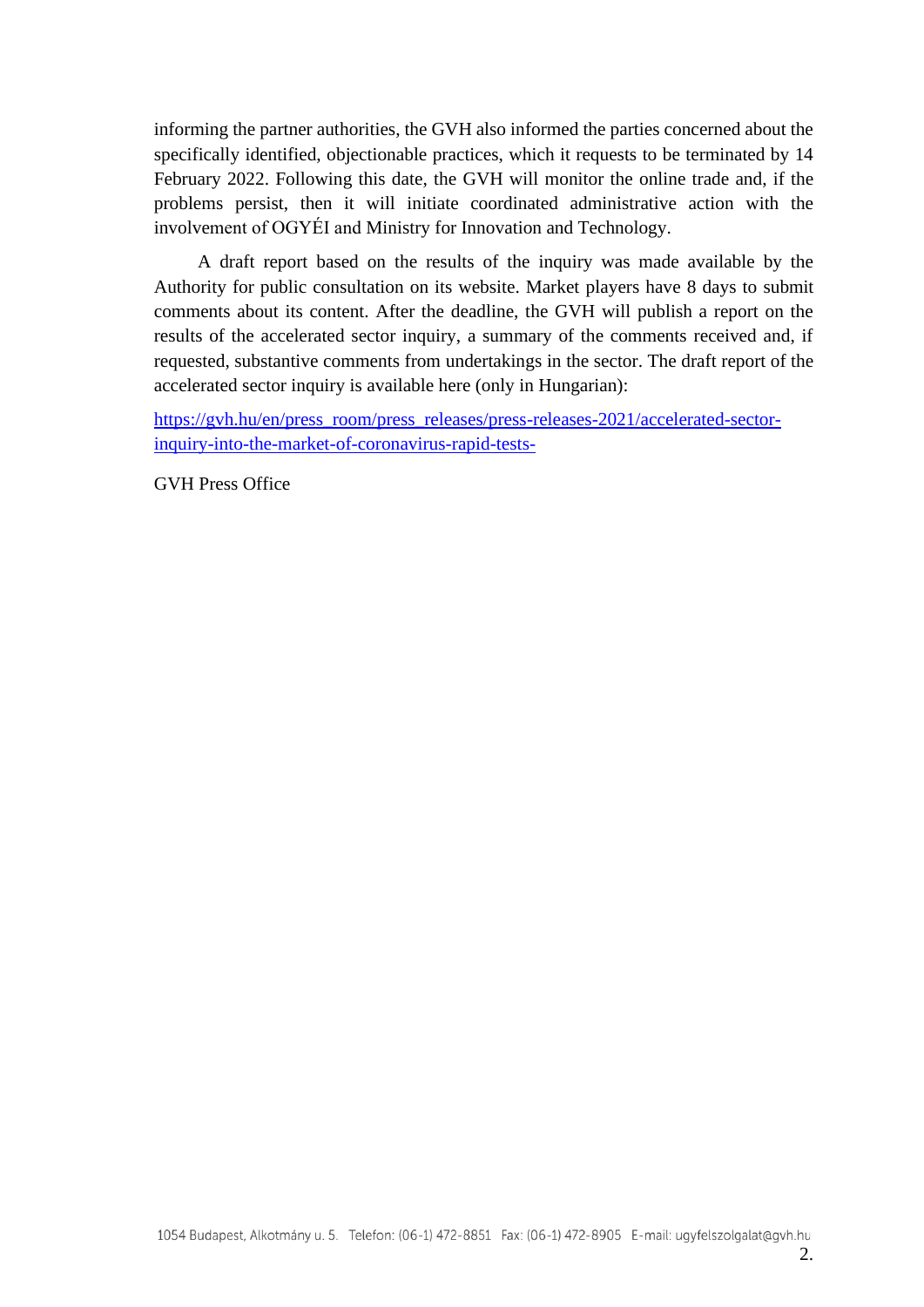informing the partner authorities, the GVH also informed the parties concerned about the specifically identified, objectionable practices, which it requests to be terminated by 14 February 2022. Following this date, the GVH will monitor the online trade and, if the problems persist, then it will initiate coordinated administrative action with the involvement of OGYÉI and Ministry for Innovation and Technology.

A draft report based on the results of the inquiry was made available by the Authority for public consultation on its website. Market players have 8 days to submit comments about its content. After the deadline, the GVH will publish a report on the results of the accelerated sector inquiry, a summary of the comments received and, if requested, substantive comments from undertakings in the sector. The draft report of the accelerated sector inquiry is available here (only in Hungarian):

https://gvh.hu/en/press_room/press_releases/press-releases-2021/accelerated-sector-inquiry-into-the-market-of-coronavirus-rapid-tests-

GVH Press Office